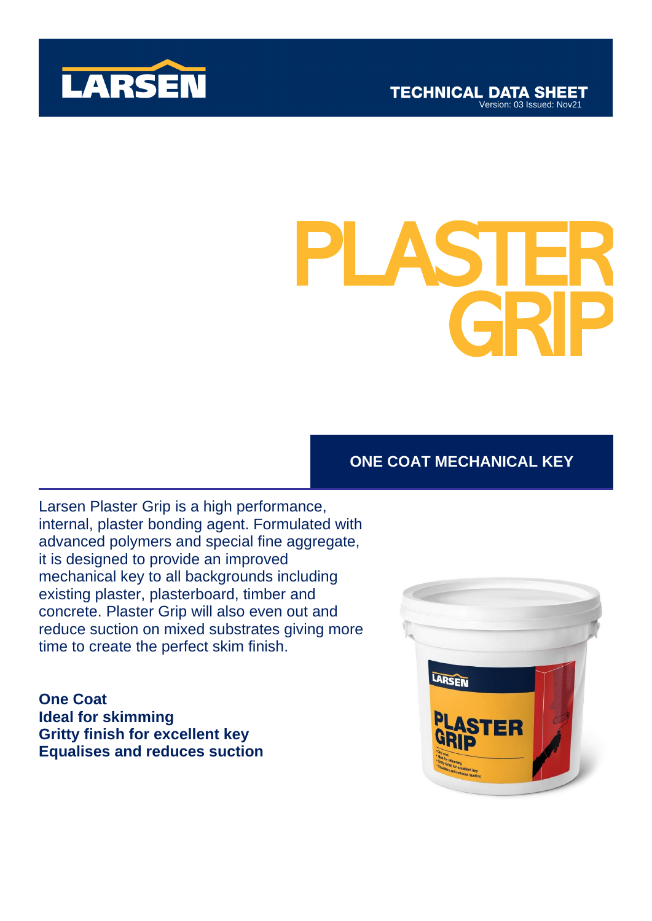LARSEN

TECHNICAL DATA SHEET
Version: 03 Issued: Nov21

# PLASTER GRIP

## ONE COAT MECHANICAL KEY

Larsen Plaster Grip is a high performance, internal, plaster bonding agent. Formulated with advanced polymers and special fine aggregate, it is designed to provide an improved mechanical key to all backgrounds including existing plaster, plasterboard, timber and concrete. Plaster Grip will also even out and reduce suction on mixed substrates giving more time to create the perfect skim finish.

**One Coat**
**Ideal for skimming**
**Gritty finish for excellent key**
**Equalises and reduces suction**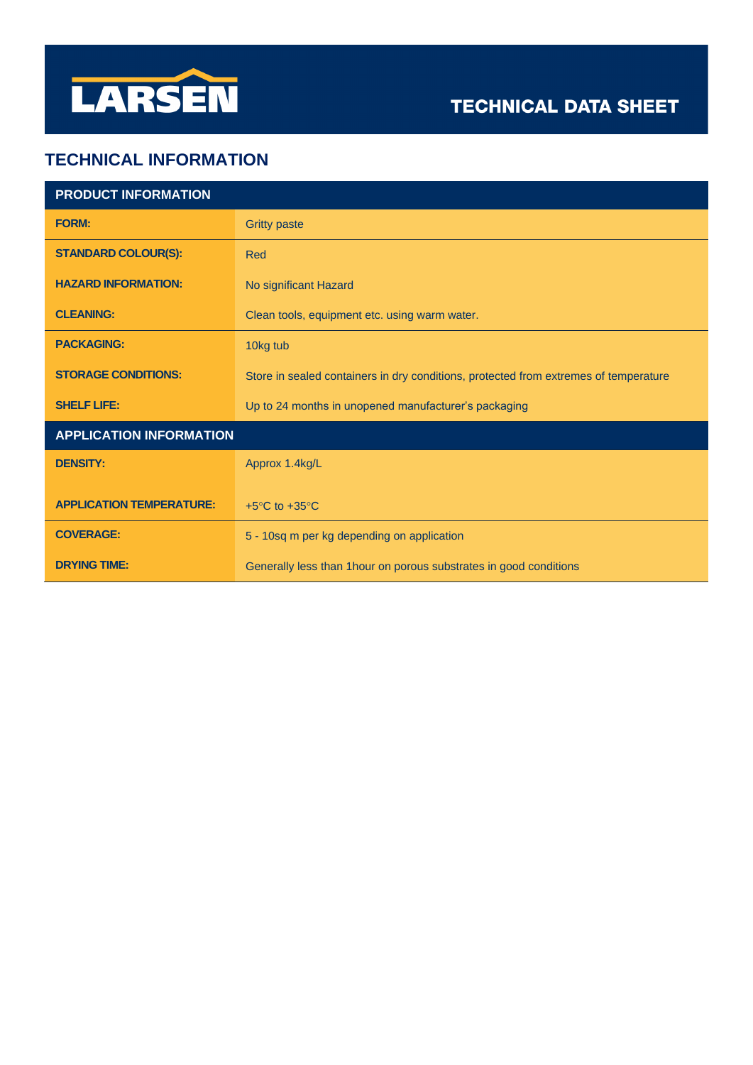# TECHNICAL DATA SHEET

## TECHNICAL INFORMATION

| PRODUCT INFORMATION | |
|---|---|
| **FORM:** | Gritty paste |
| **STANDARD COLOUR(S):** | Red |
| **HAZARD INFORMATION:** | No significant Hazard |
| **CLEANING:** | Clean tools, equipment etc. using warm water. |
| **PACKAGING:** | 10kg tub |
| **STORAGE CONDITIONS:** | Store in sealed containers in dry conditions, protected from extremes of temperature |
| **SHELF LIFE:** | Up to 24 months in unopened manufacturer's packaging |
| **APPLICATION INFORMATION** | |
| **DENSITY:** | Approx 1.4kg/L |
| **APPLICATION TEMPERATURE:** | +5°C to +35°C |
| **COVERAGE:** | 5 - 10sq m per kg depending on application |
| **DRYING TIME:** | Generally less than 1hour on porous substrates in good conditions |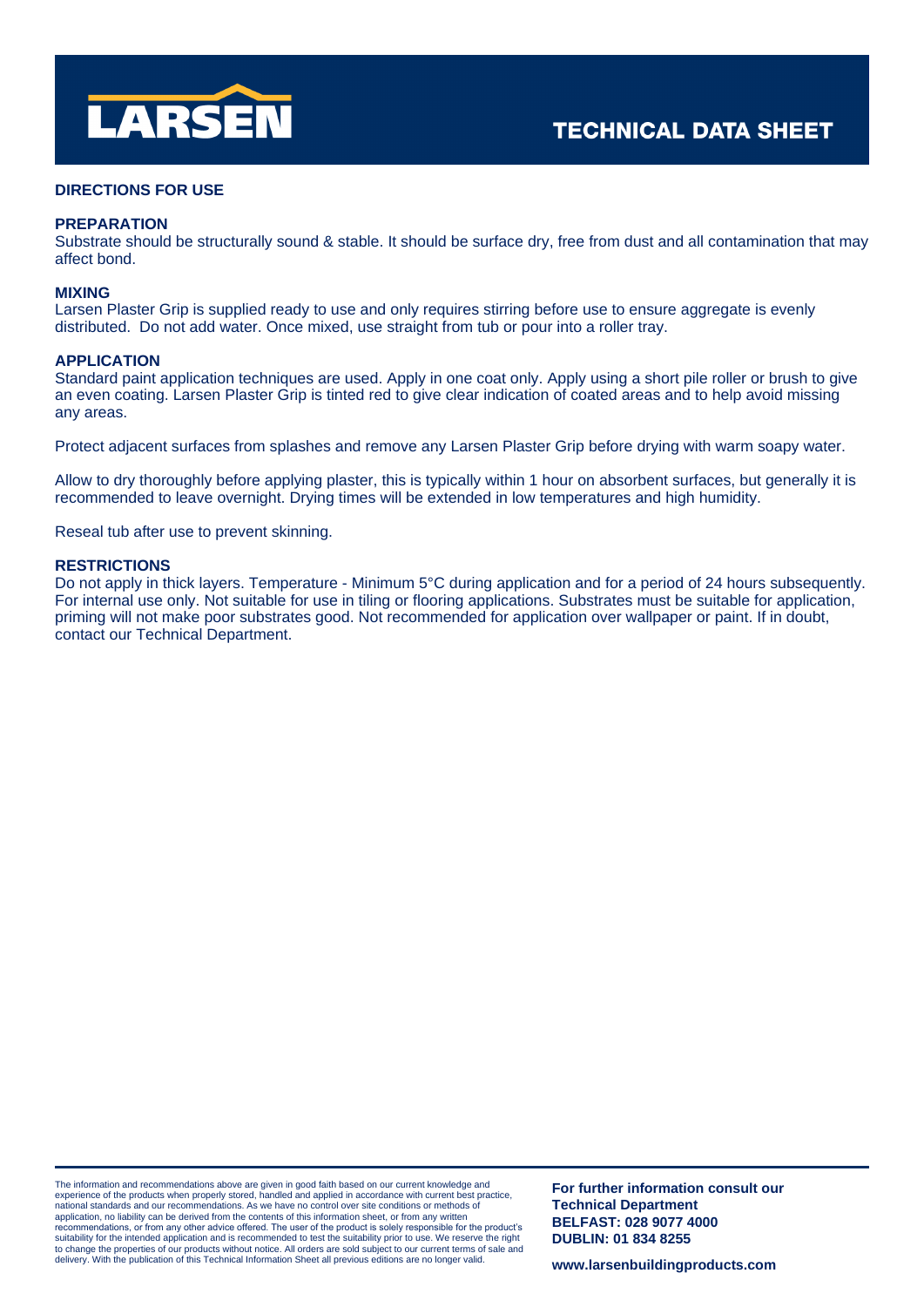## DIRECTIONS FOR USE

### PREPARATION

Substrate should be structurally sound & stable. It should be surface dry, free from dust and all contamination that may affect bond.

### MIXING

Larsen Plaster Grip is supplied ready to use and only requires stirring before use to ensure aggregate is evenly distributed. Do not add water. Once mixed, use straight from tub or pour into a roller tray.

### APPLICATION

Standard paint application techniques are used. Apply in one coat only. Apply using a short pile roller or brush to give an even coating. Larsen Plaster Grip is tinted red to give clear indication of coated areas and to help avoid missing any areas.

Protect adjacent surfaces from splashes and remove any Larsen Plaster Grip before drying with warm soapy water.

Allow to dry thoroughly before applying plaster, this is typically within 1 hour on absorbent surfaces, but generally it is recommended to leave overnight. Drying times will be extended in low temperatures and high humidity.

Reseal tub after use to prevent skinning.

### RESTRICTIONS

Do not apply in thick layers. Temperature - Minimum 5°C during application and for a period of 24 hours subsequently. For internal use only. Not suitable for use in tiling or flooring applications. Substrates must be suitable for application, priming will not make poor substrates good. Not recommended for application over wallpaper or paint. If in doubt, contact our Technical Department.

The information and recommendations above are given in good faith based on our current knowledge and experience of the products when properly stored, handled and applied in accordance with current best practice, national standards and our recommendations. As we have no control over site conditions or methods of application, no liability can be derived from the contents of this information sheet, or from any written recommendations, or from any other advice offered. The user of the product is solely responsible for the product's suitability for the intended application and is recommended to test the suitability prior to use. We reserve the right to change the properties of our products without notice. All orders are sold subject to our current terms of sale and delivery. With the publication of this Technical Information Sheet all previous editions are no longer valid.

**For further information consult our Technical Department**
**BELFAST: 028 9077 4000**
**DUBLIN: 01 834 8255**

**www.larsenbuildingproducts.com**